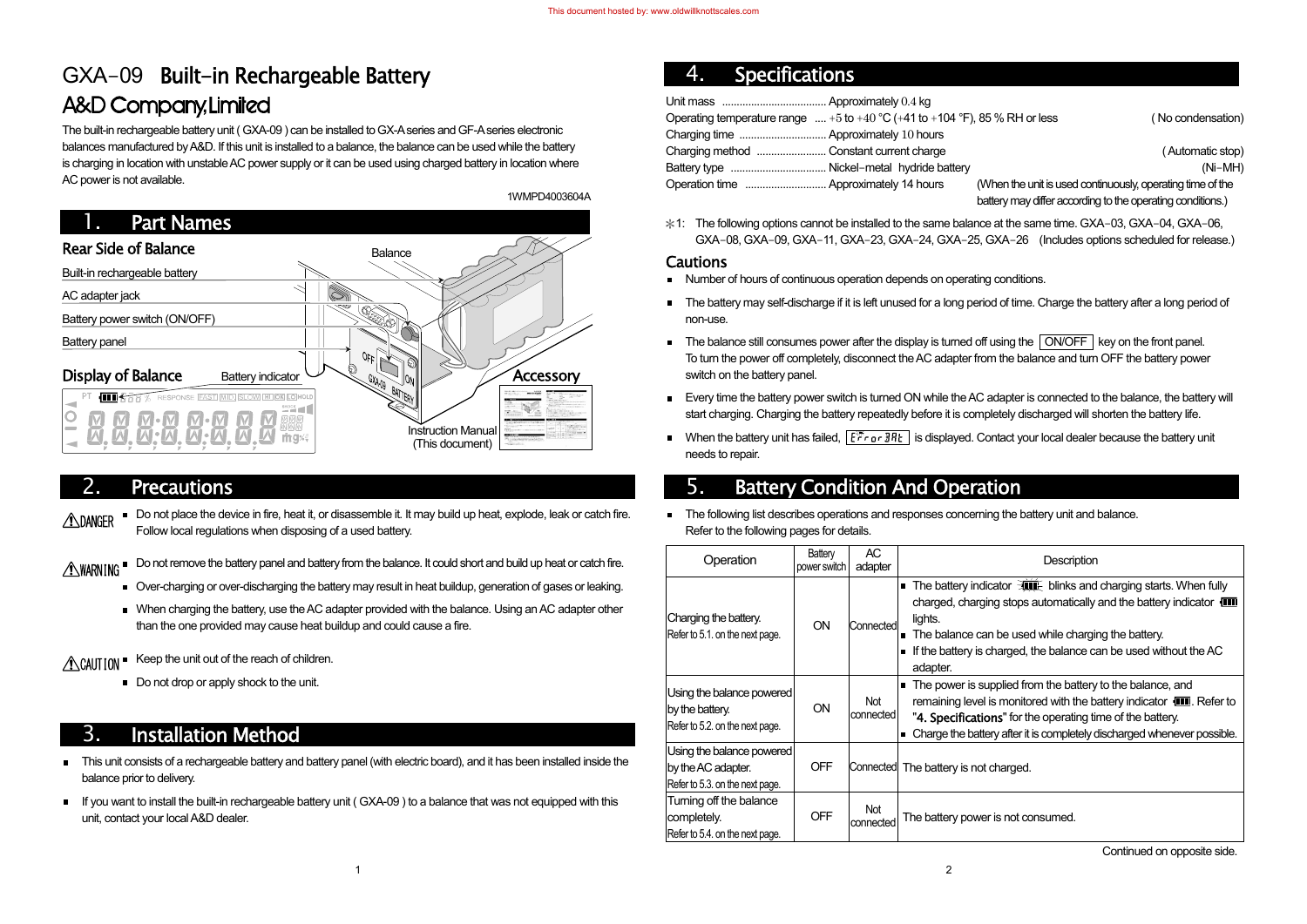# GXA-09 Built-in Rechargeable Battery

## A&D Company, Limited

The built-in rechargeable battery unit ( GXA-09 ) can be installed to GX-A series and GF-A series electronic balances manufactured by A&D. If this unit is installed to a balance, the balance can be used while the battery is charging in location with unstable AC power supply or it can be used using charged battery in location where AC power is not available.

1WMPD4003604A

## 1. Part Names

### Rear Side of Balance

- Built-in rechargeable battery
- AC adapter jack
- Battery power switch (ON/OFF)
- Battery panel

Balance

### Display of Balance

Battery indicator

### Accessory

Instruction Manual (This document)

## 2. Precautions

⚠DANGER
- Do not place the device in fire, heat it, or disassemble it. It may build up heat, explode, leak or catch fire. Follow local regulations when disposing of a used battery.

⚠WARNING
- Do not remove the battery panel and battery from the balance. It could short and build up heat or catch fire.
- Over-charging or over-discharging the battery may result in heat buildup, generation of gases or leaking.
- When charging the battery, use the AC adapter provided with the balance. Using an AC adapter other than the one provided may cause heat buildup and could cause a fire.

⚠CAUTION
- Keep the unit out of the reach of children.
- Do not drop or apply shock to the unit.

## 3. Installation Method

- This unit consists of a rechargeable battery and battery panel (with electric board), and it has been installed inside the balance prior to delivery.
- If you want to install the built-in rechargeable battery unit ( GXA-09 ) to a balance that was not equipped with this unit, contact your local A&D dealer.

## 4. Specifications

Unit mass .................................... Approximately 0.4 kg
Operating temperature range .... +5 to +40 °C (+41 to +104 °F), 85 % RH or less ( No condensation)
Charging time .............................. Approximately 10 hours
Charging method ........................ Constant current charge ( Automatic stop)
Battery type ................................. Nickel-metal hydride battery (Ni-MH)
Operation time ............................ Approximately 14 hours (When the unit is used continuously, operating time of the battery may differ according to the operating conditions.)

*1: The following options cannot be installed to the same balance at the same time. GXA-03, GXA-04, GXA-06, GXA-08, GXA-09, GXA-11, GXA-23, GXA-24, GXA-25, GXA-26 (Includes options scheduled for release.)

### Cautions

- Number of hours of continuous operation depends on operating conditions.
- The battery may self-discharge if it is left unused for a long period of time. Charge the battery after a long period of non-use.
- The balance still consumes power after the display is turned off using the [ON/OFF] key on the front panel. To turn the power off completely, disconnect the AC adapter from the balance and turn OFF the battery power switch on the battery panel.
- Every time the battery power switch is turned ON while the AC adapter is connected to the balance, the battery will start charging. Charging the battery repeatedly before it is completely discharged will shorten the battery life.
- When the battery unit has failed, [Error 9At] is displayed. Contact your local dealer because the battery unit needs to repair.

## 5. Battery Condition And Operation

- The following list describes operations and responses concerning the battery unit and balance. Refer to the following pages for details.

| Operation | Battery power switch | AC adapter | Description |
|---|---|---|---|
| Charging the battery. Refer to 5.1. on the next page. | ON | Connected | ■ The battery indicator blinks and charging starts. When fully charged, charging stops automatically and the battery indicator lights. ■ The balance can be used while charging the battery. ■ If the battery is charged, the balance can be used without the AC adapter. |
| Using the balance powered by the battery. Refer to 5.2. on the next page. | ON | Not connected | ■ The power is supplied from the battery to the balance, and remaining level is monitored with the battery indicator. Refer to "4. Specifications" for the operating time of the battery. ■ Charge the battery after it is completely discharged whenever possible. |
| Using the balance powered by the AC adapter. Refer to 5.3. on the next page. | OFF | Connected | The battery is not charged. |
| Turning off the balance completely. Refer to 5.4. on the next page. | OFF | Not connected | The battery power is not consumed. |

Continued on opposite side.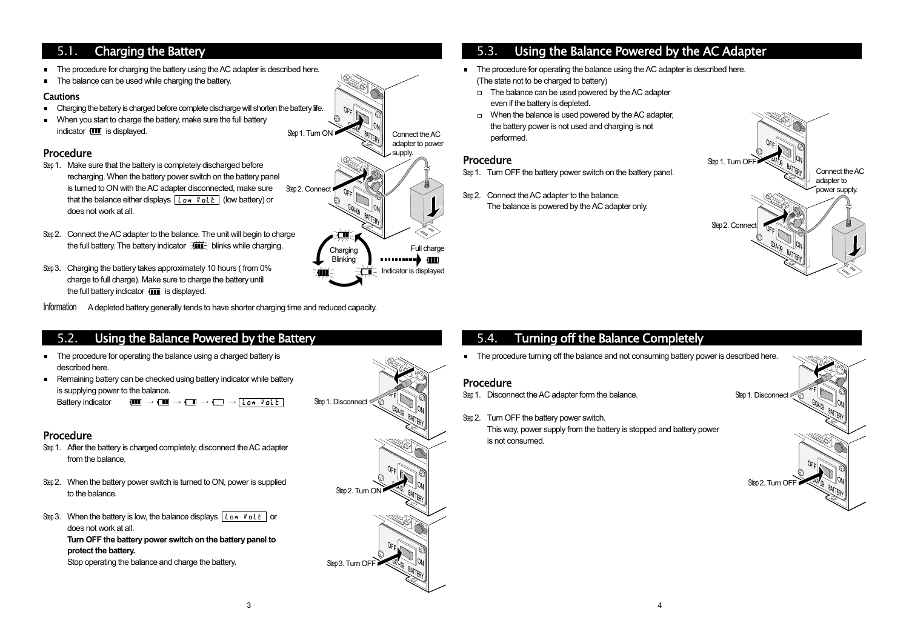## 5.1. Charging the Battery

- The procedure for charging the battery using the AC adapter is described here.
- The balance can be used while charging the battery.

### Cautions

- Charging the battery is charged before complete discharge will shorten the battery life.
- When you start to charge the battery, make sure the full battery indicator is displayed.

### Procedure

Step 1. Make sure that the battery is completely discharged before recharging. When the battery power switch on the battery panel is turned to ON with the AC adapter disconnected, make sure that the balance either displays `Low Volt` (low battery) or does not work at all.

Step 2. Connect the AC adapter to the balance. The unit will begin to charge the full battery. The battery indicator blinks while charging.

Step 3. Charging the battery takes approximately 10 hours ( from 0% charge to full charge). Make sure to charge the battery until the full battery indicator is displayed.

Step 1. Turn ON
Connect the AC adapter to power supply.
Step 2. Connect
Charging Blinking
Full charge
Indicator is displayed

Information A depleted battery generally tends to have shorter charging time and reduced capacity.

## 5.2. Using the Balance Powered by the Battery

- The procedure for operating the balance using a charged battery is described here.
- Remaining battery can be checked using battery indicator while battery is supplying power to the balance.
  Battery indicator → → → → `Low Volt`

### Procedure

Step 1. After the battery is charged completely, disconnect the AC adapter from the balance.

Step 2. When the battery power switch is turned to ON, power is supplied to the balance.

Step 3. When the battery is low, the balance displays `Low Volt` or does not work at all.
**Turn OFF the battery power switch on the battery panel to protect the battery.**
Stop operating the balance and charge the battery.

Step 1. Disconnect
Step 2. Turn ON
Step 3. Turn OFF

## 5.3. Using the Balance Powered by the AC Adapter

- The procedure for operating the balance using the AC adapter is described here.
  (The state not to be charged to battery)
  - The balance can be used powered by the AC adapter even if the battery is depleted.
  - When the balance is used powered by the AC adapter, the battery power is not used and charging is not performed.

### Procedure

Step 1. Turn OFF the battery power switch on the battery panel.

Step 2. Connect the AC adapter to the balance.
The balance is powered by the AC adapter only.

Step 1. Turn OFF
Connect the AC adapter to power supply.
Step 2. Connect

## 5.4. Turning off the Balance Completely

- The procedure turning off the balance and not consuming battery power is described here.

### Procedure

Step 1. Disconnect the AC adapter form the balance.

Step 2. Turn OFF the battery power switch.
This way, power supply from the battery is stopped and battery power is not consumed.

Step 1. Disconnect
Step 2. Turn OFF